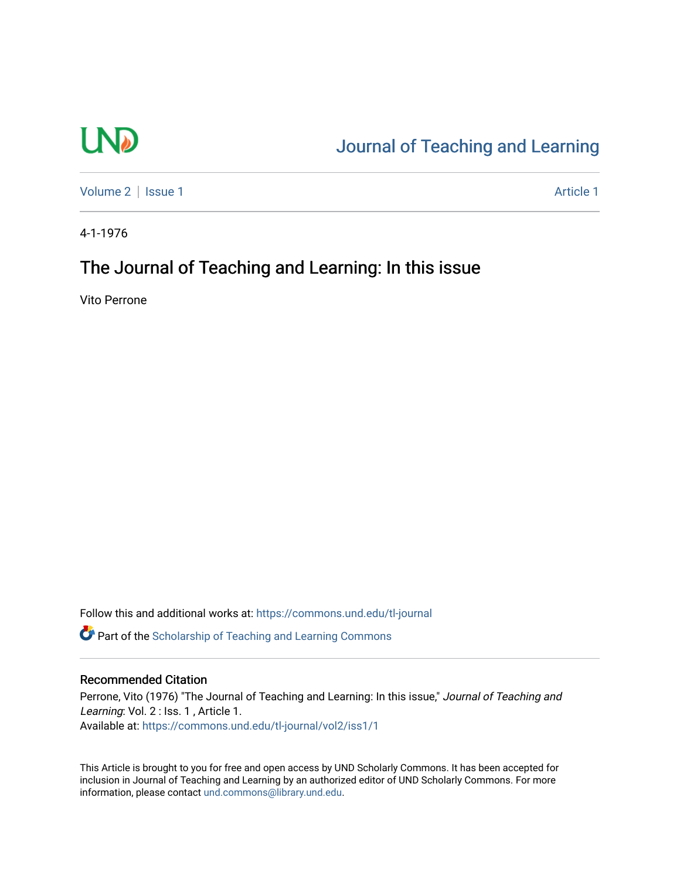Journal of Teaching and Learning

Volume 2 | Issue 1 — Article 1

4-1-1976

# The Journal of Teaching and Learning: In this issue

Vito Perrone

Follow this and additional works at: https://commons.und.edu/tl-journal

Part of the Scholarship of Teaching and Learning Commons

## Recommended Citation

Perrone, Vito (1976) "The Journal of Teaching and Learning: In this issue," *Journal of Teaching and Learning*: Vol. 2 : Iss. 1 , Article 1.
Available at: https://commons.und.edu/tl-journal/vol2/iss1/1

This Article is brought to you for free and open access by UND Scholarly Commons. It has been accepted for inclusion in Journal of Teaching and Learning by an authorized editor of UND Scholarly Commons. For more information, please contact und.commons@library.und.edu.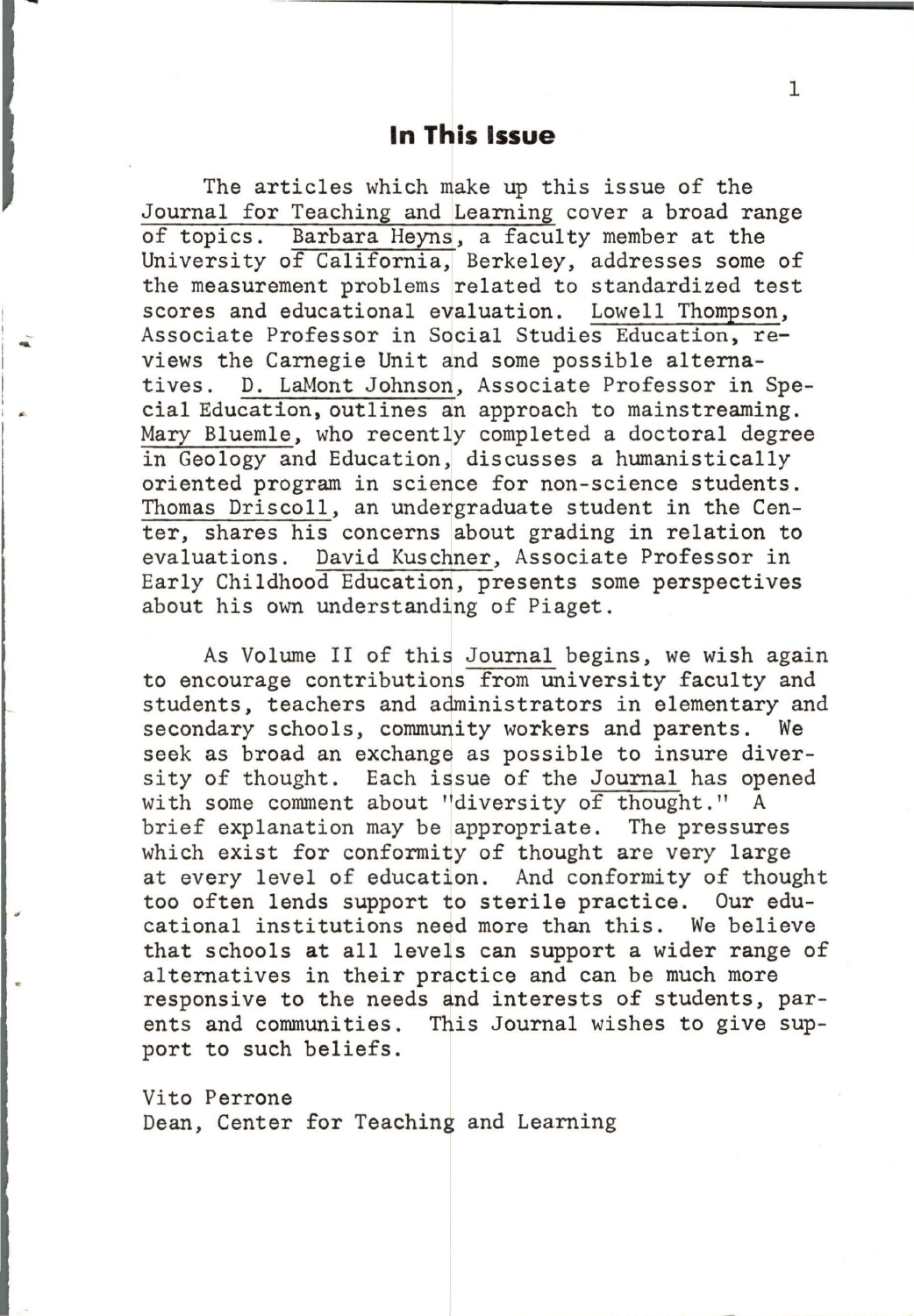# In This Issue

The articles which make up this issue of the Journal for Teaching and Learning cover a broad range of topics. Barbara Heyns, a faculty member at the University of California, Berkeley, addresses some of the measurement problems related to standardized test scores and educational evaluation. Lowell Thompson, Associate Professor in Social Studies Education, reviews the Carnegie Unit and some possible alternatives. D. LaMont Johnson, Associate Professor in Special Education, outlines an approach to mainstreaming. Mary Bluemle, who recently completed a doctoral degree in Geology and Education, discusses a humanistically oriented program in science for non-science students. Thomas Driscoll, an undergraduate student in the Center, shares his concerns about grading in relation to evaluations. David Kuschner, Associate Professor in Early Childhood Education, presents some perspectives about his own understanding of Piaget.

As Volume II of this Journal begins, we wish again to encourage contributions from university faculty and students, teachers and administrators in elementary and secondary schools, community workers and parents. We seek as broad an exchange as possible to insure diversity of thought. Each issue of the Journal has opened with some comment about "diversity of thought." A brief explanation may be appropriate. The pressures which exist for conformity of thought are very large at every level of education. And conformity of thought too often lends support to sterile practice. Our educational institutions need more than this. We believe that schools at all levels can support a wider range of alternatives in their practice and can be much more responsive to the needs and interests of students, parents and communities. This Journal wishes to give support to such beliefs.

Vito Perrone
Dean, Center for Teaching and Learning